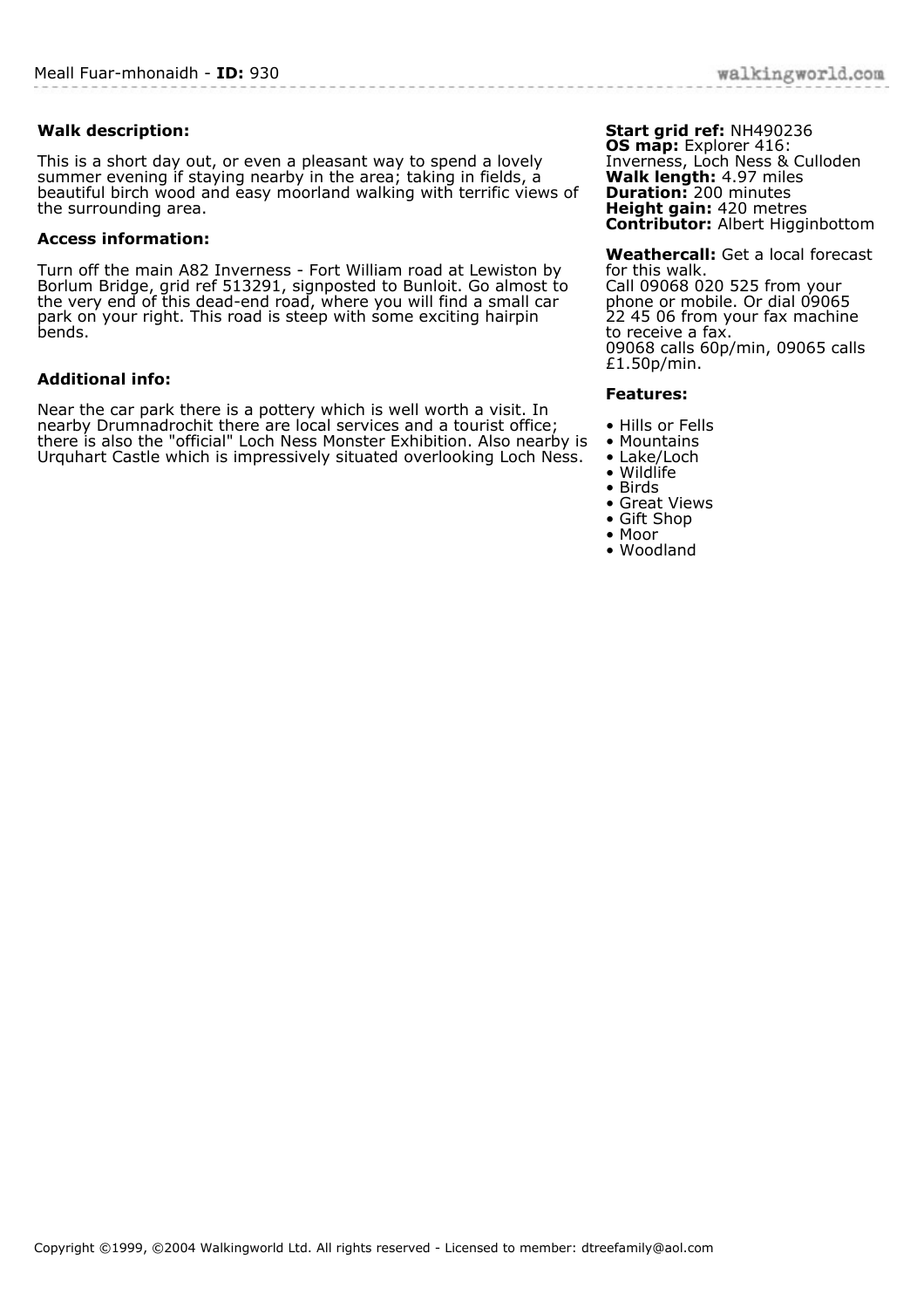# Meall Fuar-mhonaidh - **ID:** 930

### Walk description:

This is a short day out, or even a pleasant way to spend a lovely summer evening if staying nearby in the area; taking in fields, a beautiful birch wood and easy moorland walking with terrific views of the surrounding area.

### Access information:

Turn off the main A82 Inverness - Fort William road at Lewiston by Borlum Bridge, grid ref 513291, signposted to Bunloit. Go almost to the very end of this dead-end road, where you will find a small car park on your right. This road is steep with some exciting hairpin bends.

### Additional info:

Near the car park there is a pottery which is well worth a visit. In nearby Drumnadrochit there are local services and a tourist office; there is also the "official" Loch Ness Monster Exhibition. Also nearby is Urquhart Castle which is impressively situated overlooking Loch Ness.

**Start grid ref:** NH490236
**OS map:** Explorer 416: Inverness, Loch Ness & Culloden
**Walk length:** 4.97 miles
**Duration:** 200 minutes
**Height gain:** 420 metres
**Contributor:** Albert Higginbottom

**Weathercall:** Get a local forecast for this walk.
Call 09068 020 525 from your phone or mobile. Or dial 09065 22 45 06 from your fax machine to receive a fax.
09068 calls 60p/min, 09065 calls £1.50p/min.

### Features:

- Hills or Fells
- Mountains
- Lake/Loch
- Wildlife
- Birds
- Great Views
- Gift Shop
- Moor
- Woodland

Copyright ©1999, ©2004 Walkingworld Ltd. All rights reserved - Licensed to member: dtreefamily@aol.com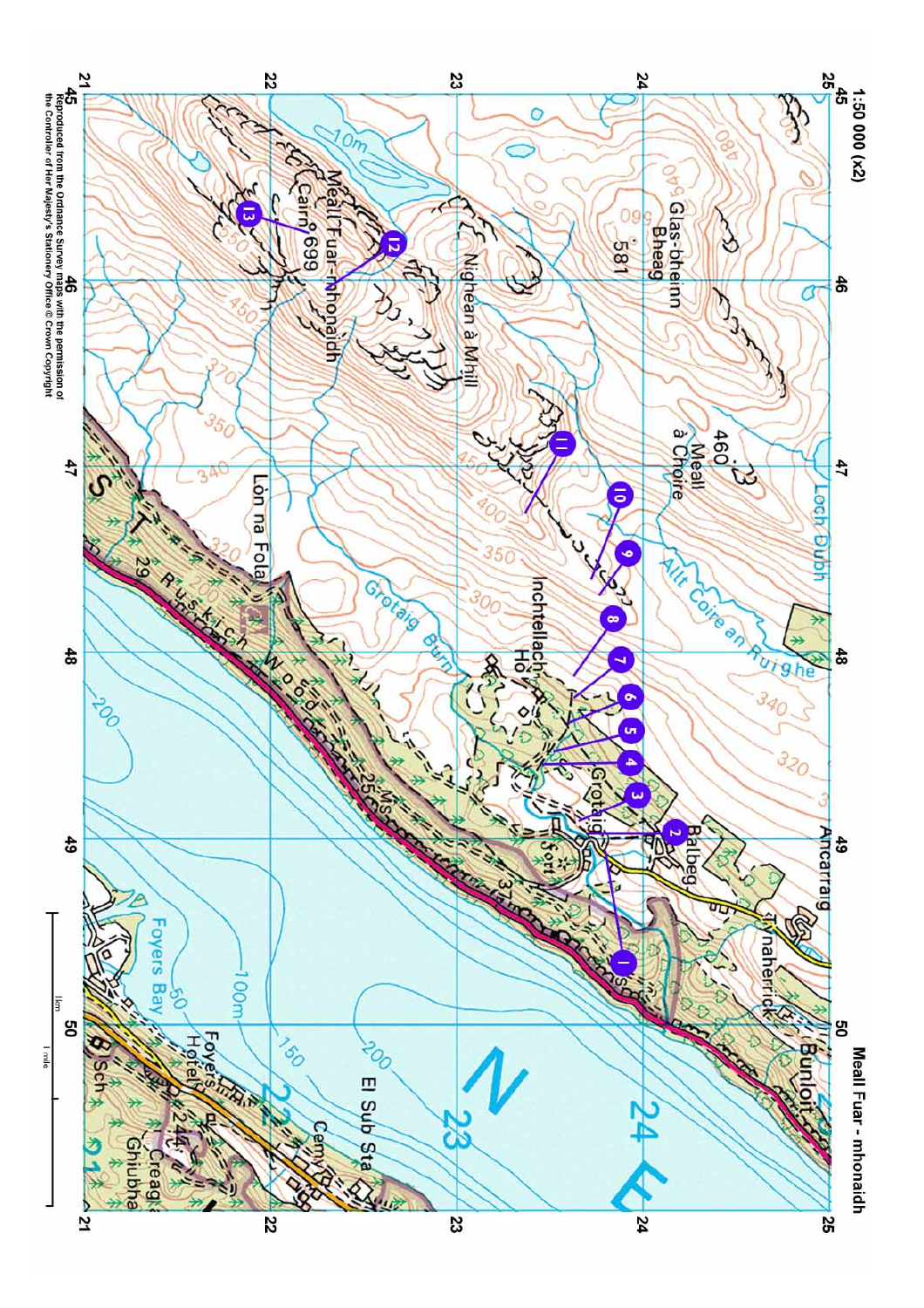1:50 000 (x2)

Meall Fuar - mhonaidh

Reproduced from the Ordnance Survey maps with the permission of the Controller of Her Majesty's Stationery Office © Crown Copyright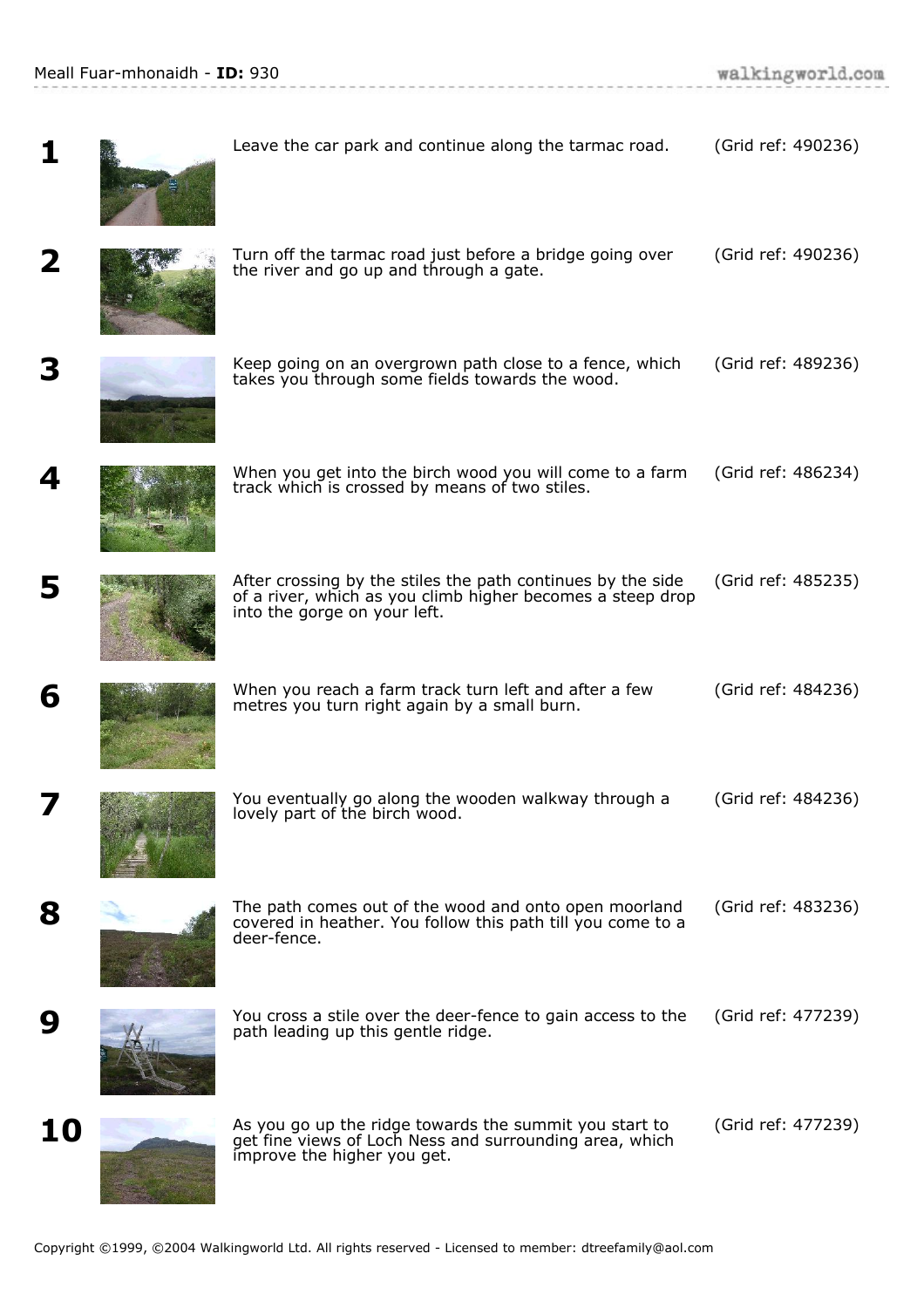**1** Leave the car park and continue along the tarmac road. (Grid ref: 490236)

**2** Turn off the tarmac road just before a bridge going over the river and go up and through a gate. (Grid ref: 490236)

**3** Keep going on an overgrown path close to a fence, which takes you through some fields towards the wood. (Grid ref: 489236)

**4** When you get into the birch wood you will come to a farm track which is crossed by means of two stiles. (Grid ref: 486234)

**5** After crossing by the stiles the path continues by the side of a river, which as you climb higher becomes a steep drop into the gorge on your left. (Grid ref: 485235)

**6** When you reach a farm track turn left and after a few metres you turn right again by a small burn. (Grid ref: 484236)

**7** You eventually go along the wooden walkway through a lovely part of the birch wood. (Grid ref: 484236)

**8** The path comes out of the wood and onto open moorland covered in heather. You follow this path till you come to a deer-fence. (Grid ref: 483236)

**9** You cross a stile over the deer-fence to gain access to the path leading up this gentle ridge. (Grid ref: 477239)

**10** As you go up the ridge towards the summit you start to get fine views of Loch Ness and surrounding area, which improve the higher you get. (Grid ref: 477239)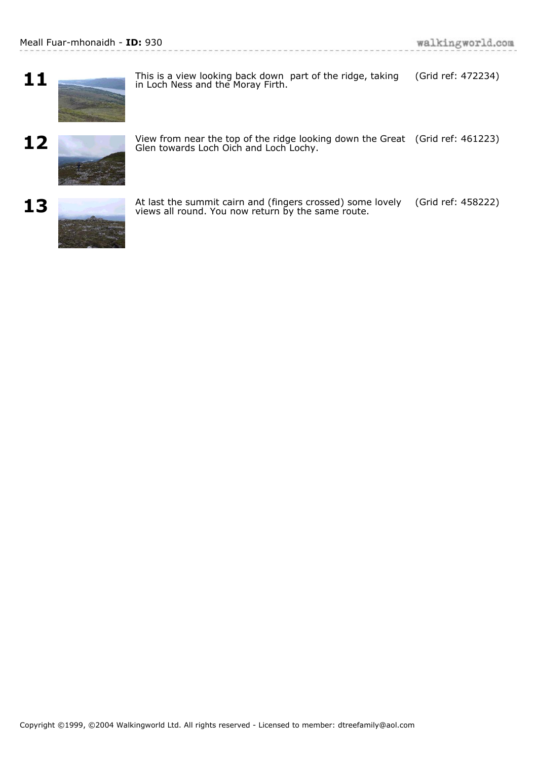**11** This is a view looking back down part of the ridge, taking in Loch Ness and the Moray Firth. (Grid ref: 472234)

**12** View from near the top of the ridge looking down the Great Glen towards Loch Oich and Loch Lochy. (Grid ref: 461223)

**13** At last the summit cairn and (fingers crossed) some lovely views all round. You now return by the same route. (Grid ref: 458222)